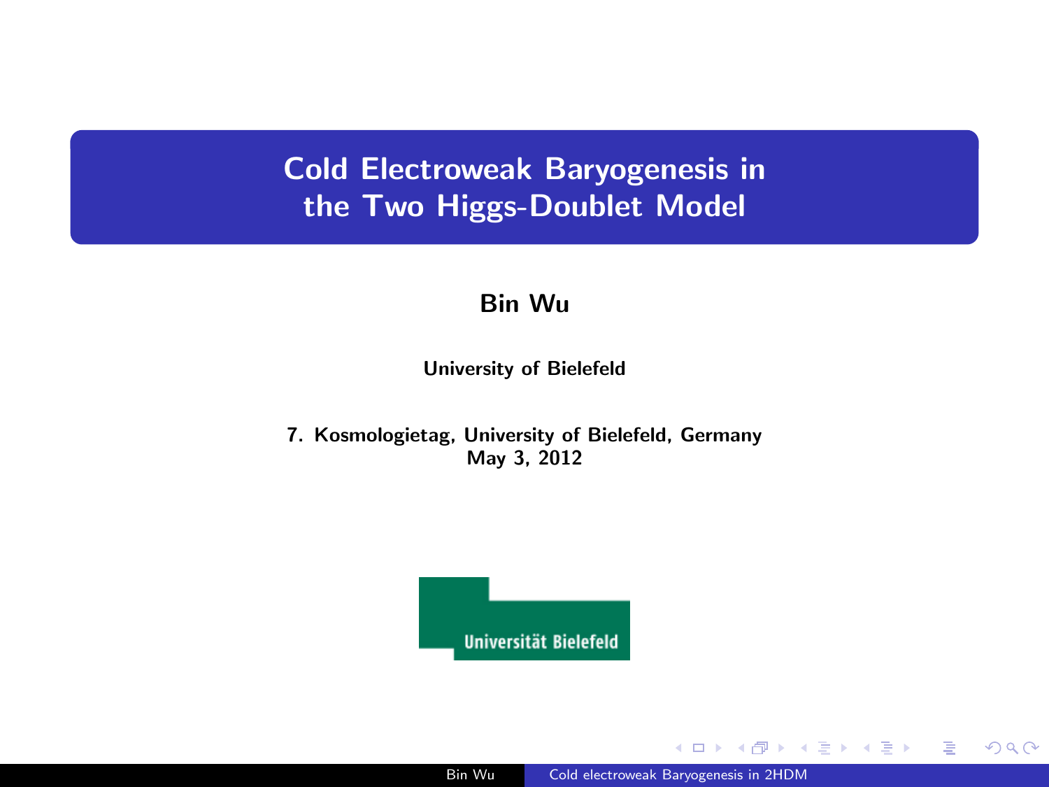# Cold Electroweak Baryogenesis in the Two Higgs-Doublet Model

**Bin Wu**

**University of Bielefeld**

**7. Kosmologietag, University of Bielefeld, Germany**
**May 3, 2012**

Universität Bielefeld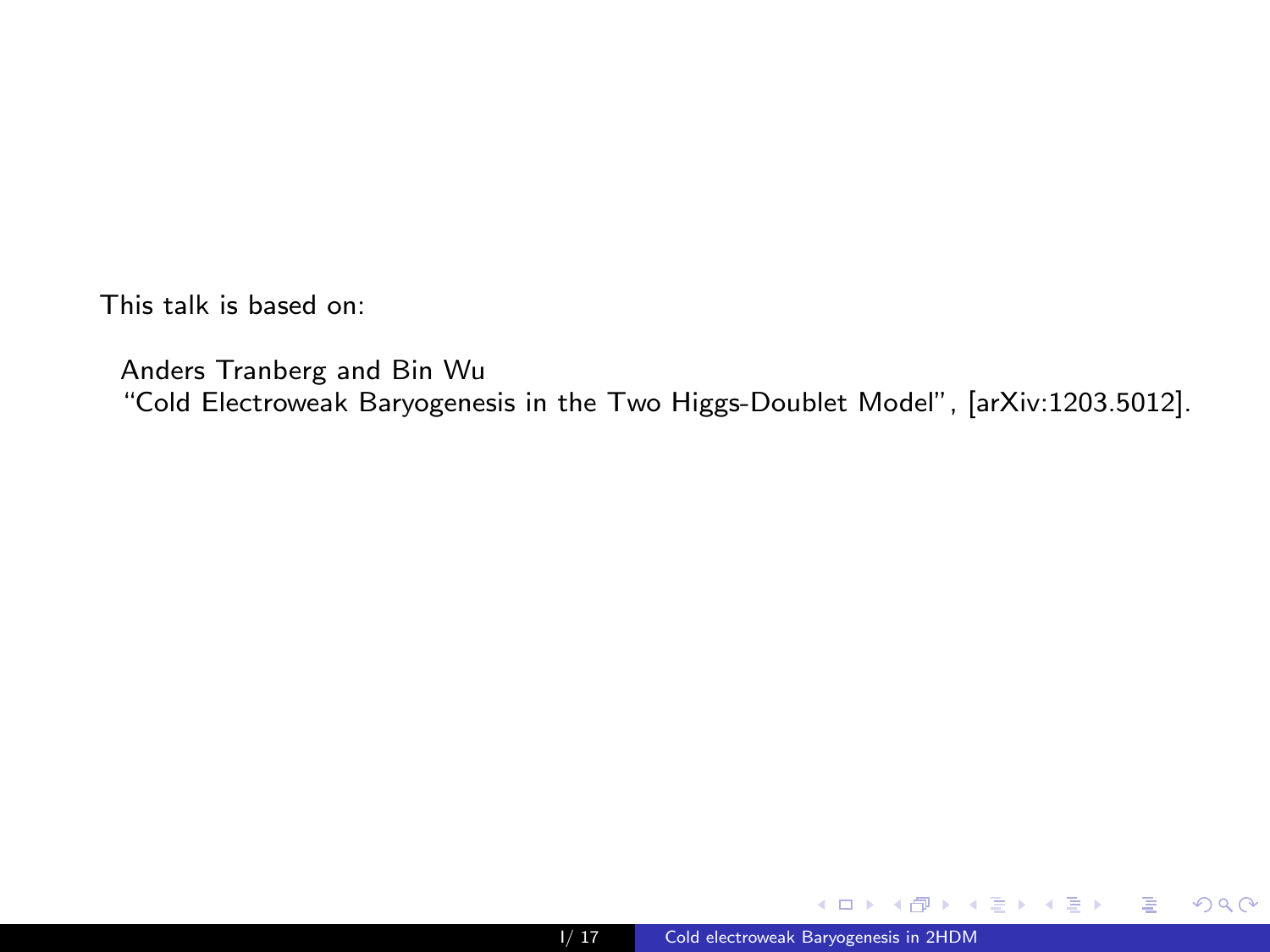This talk is based on:

Anders Tranberg and Bin Wu
"Cold Electroweak Baryogenesis in the Two Higgs-Doublet Model", [arXiv:1203.5012].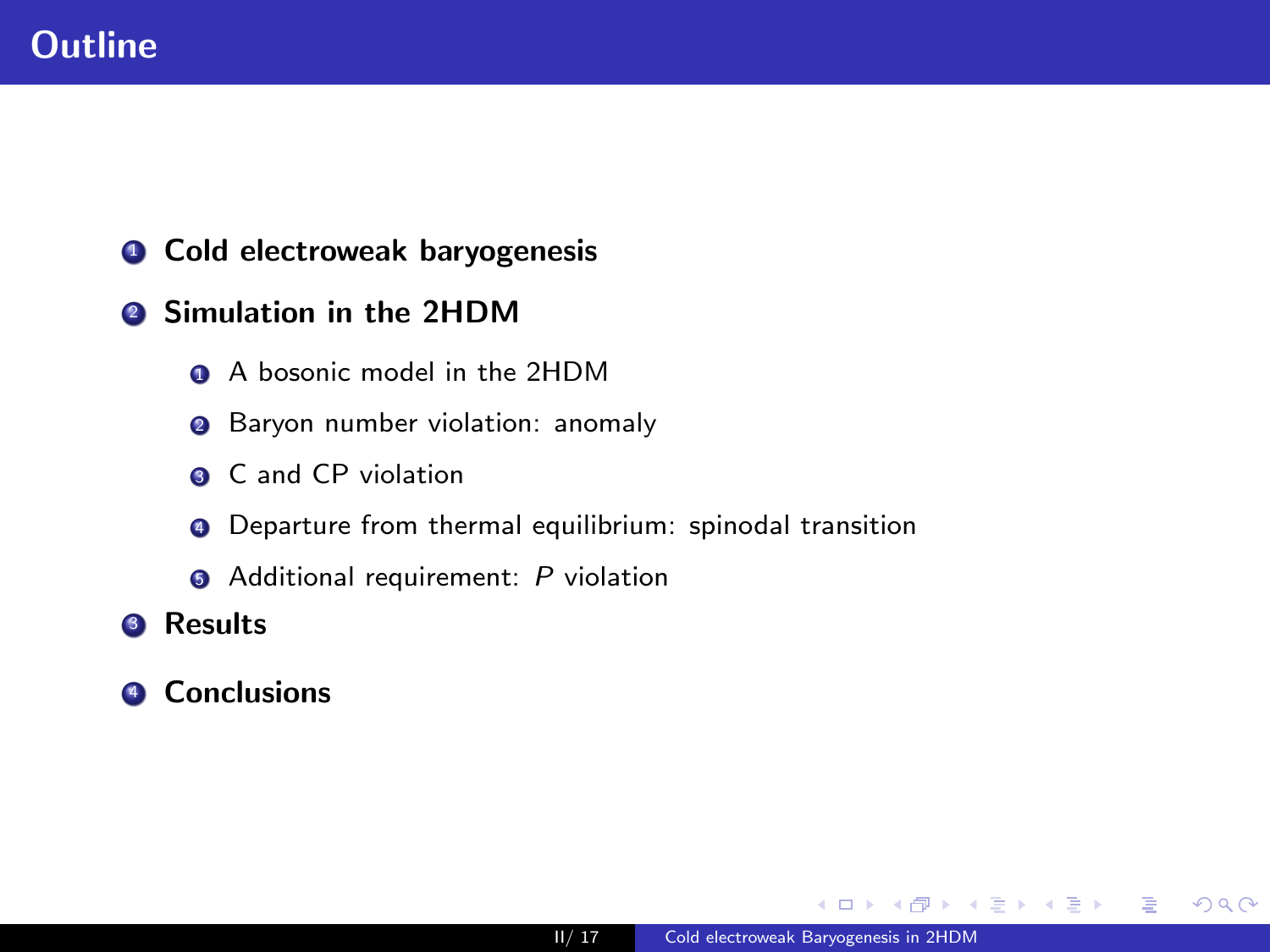# Outline

1. **Cold electroweak baryogenesis**
2. **Simulation in the 2HDM**
    1. A bosonic model in the 2HDM
    2. Baryon number violation: anomaly
    3. C and CP violation
    4. Departure from thermal equilibrium: spinodal transition
    5. Additional requirement: $P$ violation
3. **Results**
4. **Conclusions**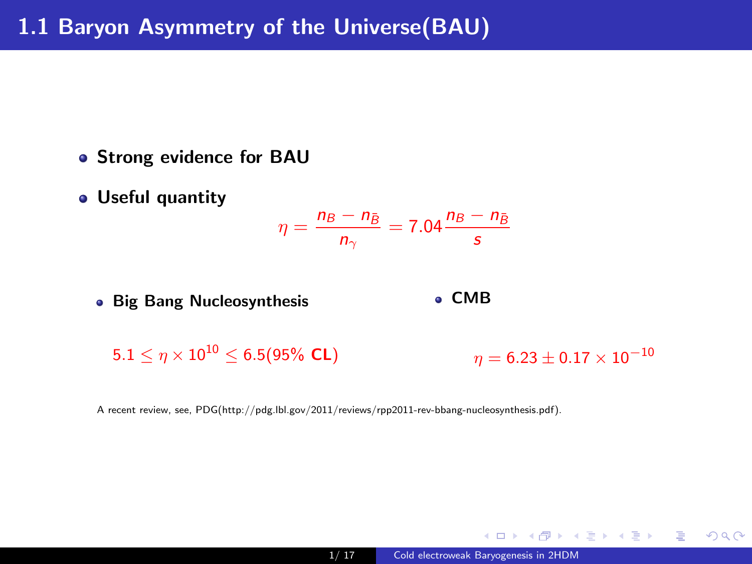# 1.1 Baryon Asymmetry of the Universe(BAU)

- **Strong evidence for BAU**
- **Useful quantity**

$$\eta = \frac{n_B - n_{\bar{B}}}{n_\gamma} = 7.04 \frac{n_B - n_{\bar{B}}}{s}$$

- **Big Bang Nucleosynthesis**

$$5.1 \leq \eta \times 10^{10} \leq 6.5 (95\% \textbf{ CL})$$

- **CMB**

$$\eta = 6.23 \pm 0.17 \times 10^{-10}$$

A recent review, see, PDG(http://pdg.lbl.gov/2011/reviews/rpp2011-rev-bbang-nucleosynthesis.pdf).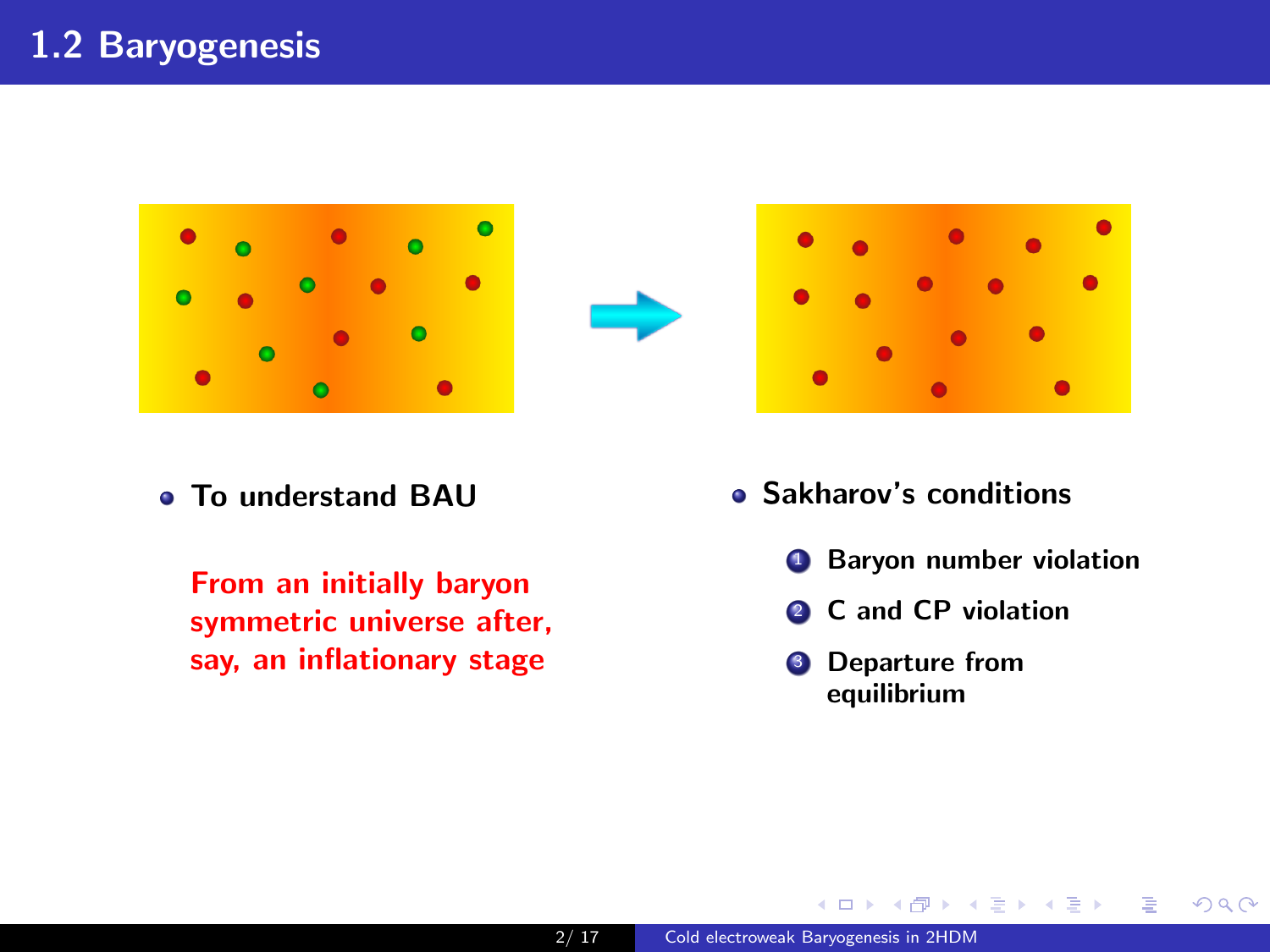## 1.2 Baryogenesis

- **To understand BAU**

  **From an initially baryon symmetric universe after, say, an inflationary stage**

- **Sakharov's conditions**
  1. **Baryon number violation**
  2. **C and CP violation**
  3. **Departure from equilibrium**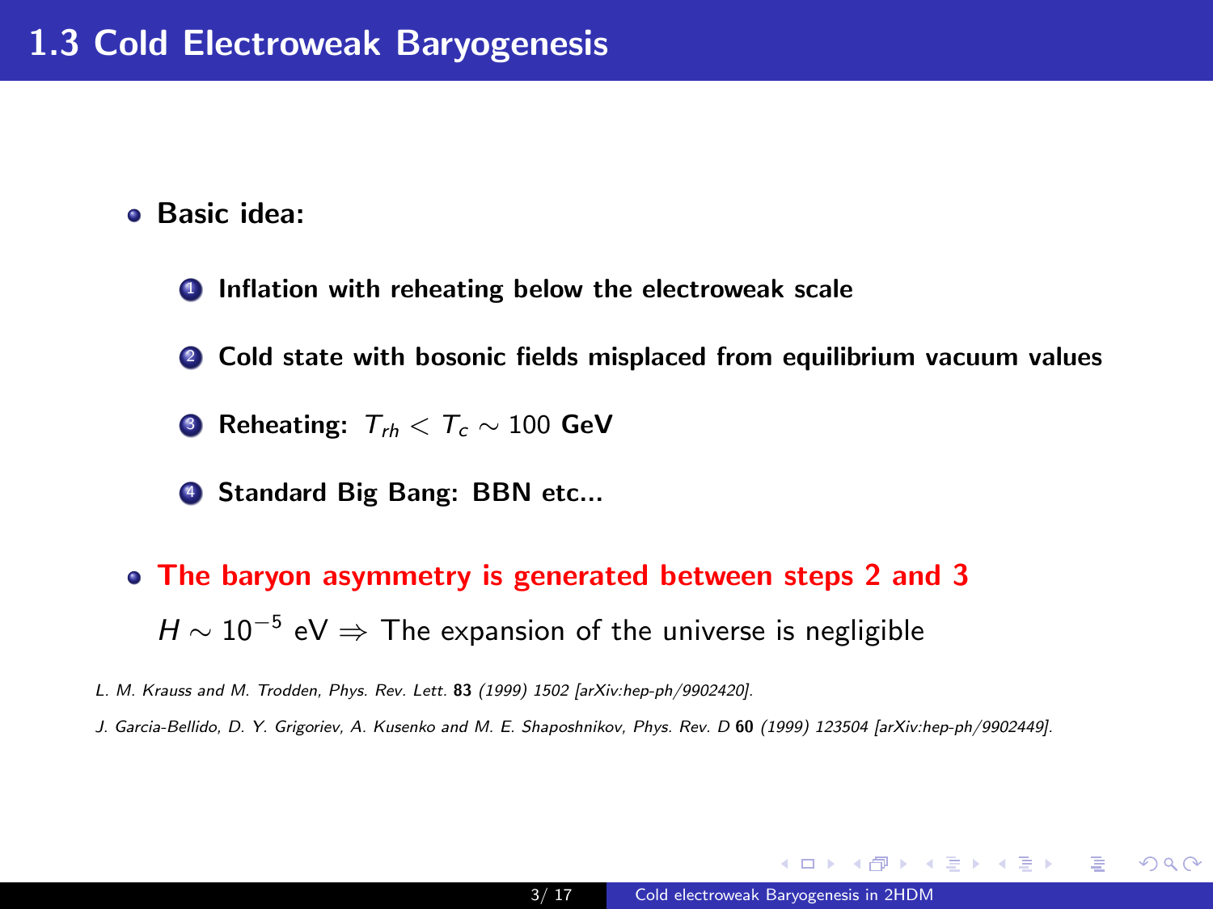# 1.3 Cold Electroweak Baryogenesis

- **Basic idea:**
  1. **Inflation with reheating below the electroweak scale**
  2. **Cold state with bosonic fields misplaced from equilibrium vacuum values**
  3. **Reheating:** $T_{rh} < T_c \sim 100$ **GeV**
  4. **Standard Big Bang: BBN etc...**

- **The baryon asymmetry is generated between steps 2 and 3**

  $H \sim 10^{-5}$ eV $\Rightarrow$ The expansion of the universe is negligible

*L. M. Krauss and M. Trodden, Phys. Rev. Lett.* **83** *(1999) 1502 [arXiv:hep-ph/9902420].*

*J. Garcia-Bellido, D. Y. Grigoriev, A. Kusenko and M. E. Shaposhnikov, Phys. Rev. D* **60** *(1999) 123504 [arXiv:hep-ph/9902449].*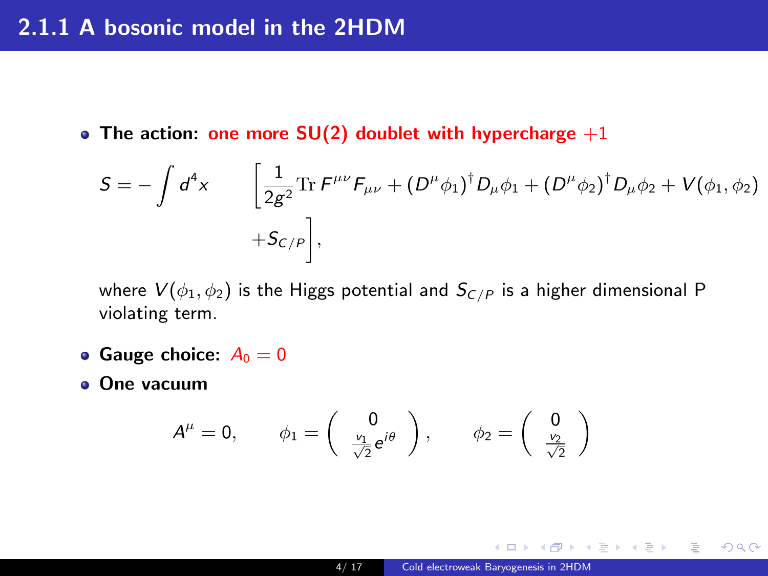## 2.1.1 A bosonic model in the 2HDM

- **The action:** one more SU(2) doublet with hypercharge $+1$

$$S = -\int d^4x \qquad \left[\frac{1}{2g^2}\mathrm{Tr}\, F^{\mu\nu}F_{\mu\nu} + (D^\mu\phi_1)^\dagger D_\mu\phi_1 + (D^\mu\phi_2)^\dagger D_\mu\phi_2 + V(\phi_1,\phi_2) + S_{C/P}\right],$$

where $V(\phi_1, \phi_2)$ is the Higgs potential and $S_{C/P}$ is a higher dimensional P violating term.

- **Gauge choice:** $A_0 = 0$
- **One vacuum**

$$A^\mu = 0, \qquad \phi_1 = \begin{pmatrix} 0 \\ \frac{v_1}{\sqrt{2}} e^{i\theta} \end{pmatrix}, \qquad \phi_2 = \begin{pmatrix} 0 \\ \frac{v_2}{\sqrt{2}} \end{pmatrix}$$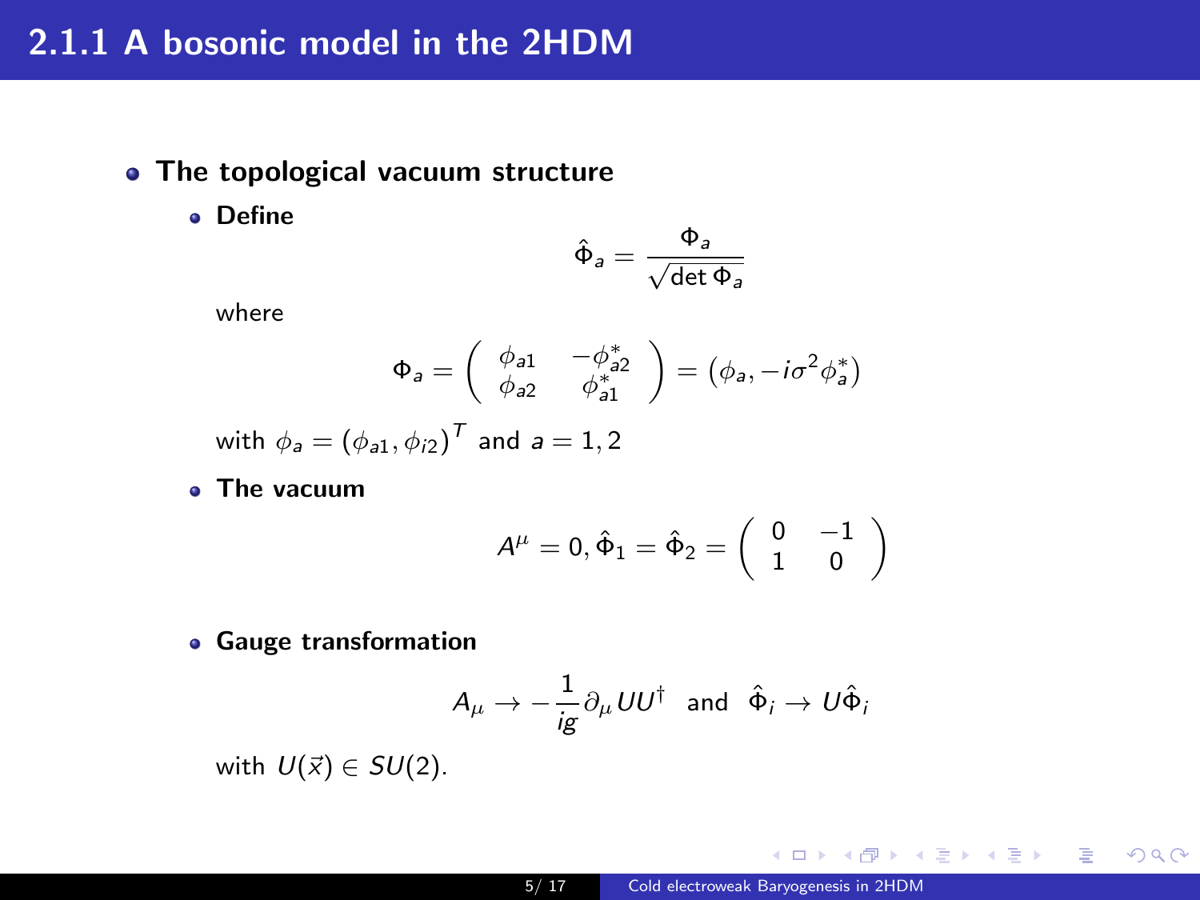## 2.1.1 A bosonic model in the 2HDM

- **The topological vacuum structure**
  - **Define**

    $$\hat{\Phi}_a = \frac{\Phi_a}{\sqrt{\det \Phi_a}}$$

    where

    $$\Phi_a = \begin{pmatrix} \phi_{a1} & -\phi_{a2}^* \\ \phi_{a2} & \phi_{a1}^* \end{pmatrix} = (\phi_a, -i\sigma^2\phi_a^*)$$

    with $\phi_a = (\phi_{a1}, \phi_{i2})^T$ and $a = 1, 2$

  - **The vacuum**

    $$A^\mu = 0, \hat{\Phi}_1 = \hat{\Phi}_2 = \begin{pmatrix} 0 & -1 \\ 1 & 0 \end{pmatrix}$$

  - **Gauge transformation**

    $$A_\mu \to -\frac{1}{ig}\partial_\mu U U^\dagger \quad \text{and} \quad \hat{\Phi}_i \to U\hat{\Phi}_i$$

    with $U(\vec{x}) \in SU(2)$.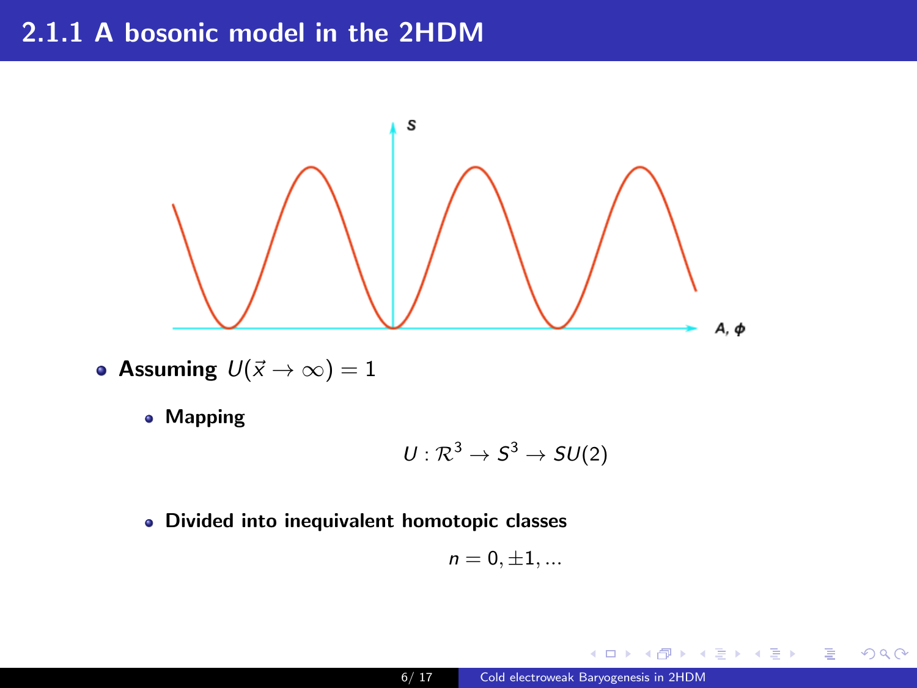## 2.1.1 A bosonic model in the 2HDM

- **Assuming** $U(\vec{x} \to \infty) = 1$
  - **Mapping**

$$U : \mathcal{R}^3 \to S^3 \to SU(2)$$

  - **Divided into inequivalent homotopic classes**

$$n = 0, \pm 1, ...$$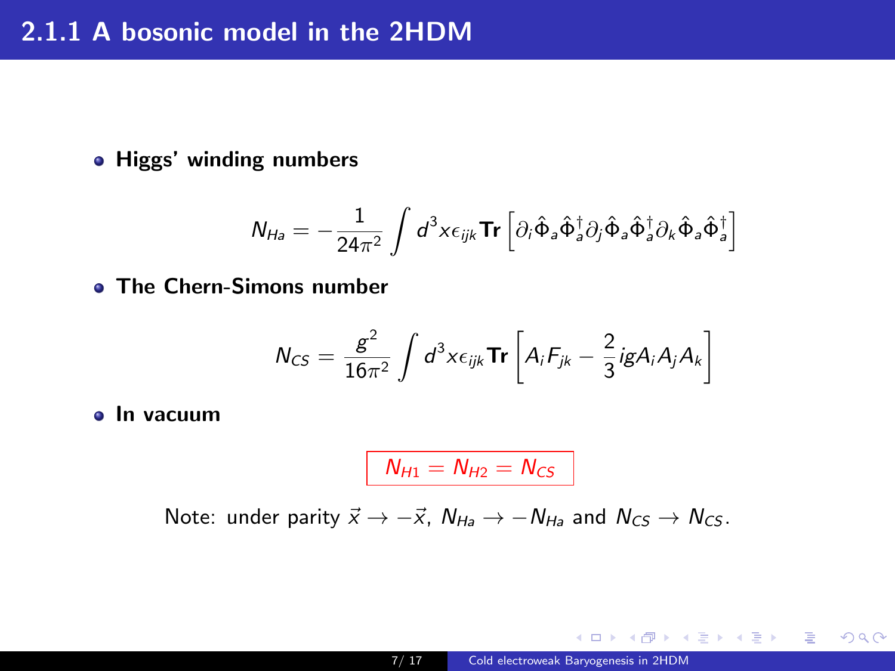## 2.1.1 A bosonic model in the 2HDM

- **Higgs' winding numbers**

$$N_{Ha} = -\frac{1}{24\pi^2}\int d^3x \epsilon_{ijk}\mathbf{Tr}\left[\partial_i\hat{\Phi}_a\hat{\Phi}_a^\dagger\partial_j\hat{\Phi}_a\hat{\Phi}_a^\dagger\partial_k\hat{\Phi}_a\hat{\Phi}_a^\dagger\right]$$

- **The Chern-Simons number**

$$N_{CS} = \frac{g^2}{16\pi^2}\int d^3x \epsilon_{ijk}\mathbf{Tr}\left[A_iF_{jk} - \frac{2}{3}igA_iA_jA_k\right]$$

- **In vacuum**

$$\boxed{N_{H1} = N_{H2} = N_{CS}}$$

Note: under parity $\vec{x} \to -\vec{x}$, $N_{Ha} \to -N_{Ha}$ and $N_{CS} \to N_{CS}$.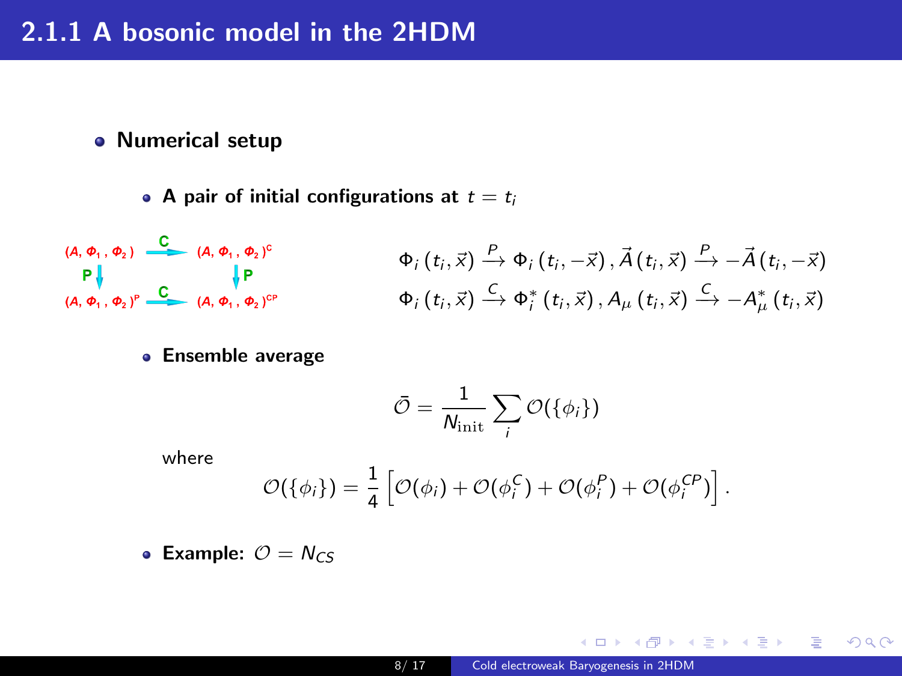## 2.1.1 A bosonic model in the 2HDM

- **Numerical setup**
  - **A pair of initial configurations at $t = t_i$**

$$
\begin{array}{ccc}
(A, \Phi_1, \Phi_2) & \xrightarrow{C} & (A, \Phi_1, \Phi_2)^{C} \\
\downarrow P & & \downarrow P \\
(A, \Phi_1, \Phi_2)^{P} & \xrightarrow{C} & (A, \Phi_1, \Phi_2)^{CP}
\end{array}
$$

$$\Phi_i\left(t_i, \vec{x}\right) \xrightarrow{P} \Phi_i\left(t_i, -\vec{x}\right), \vec{A}\left(t_i, \vec{x}\right) \xrightarrow{P} -\vec{A}\left(t_i, -\vec{x}\right)$$

$$\Phi_i\left(t_i, \vec{x}\right) \xrightarrow{C} \Phi_i^*\left(t_i, \vec{x}\right), A_\mu\left(t_i, \vec{x}\right) \xrightarrow{C} -A_\mu^*\left(t_i, \vec{x}\right)$$

  - **Ensemble average**

$$\bar{\mathcal{O}} = \frac{1}{N_{\rm init}} \sum_i \mathcal{O}(\{\phi_i\})$$

where

$$\mathcal{O}(\{\phi_i\}) = \frac{1}{4}\left[\mathcal{O}(\phi_i) + \mathcal{O}(\phi_i^C) + \mathcal{O}(\phi_i^P) + \mathcal{O}(\phi_i^{CP})\right].$$

  - **Example:** $\mathcal{O} = N_{CS}$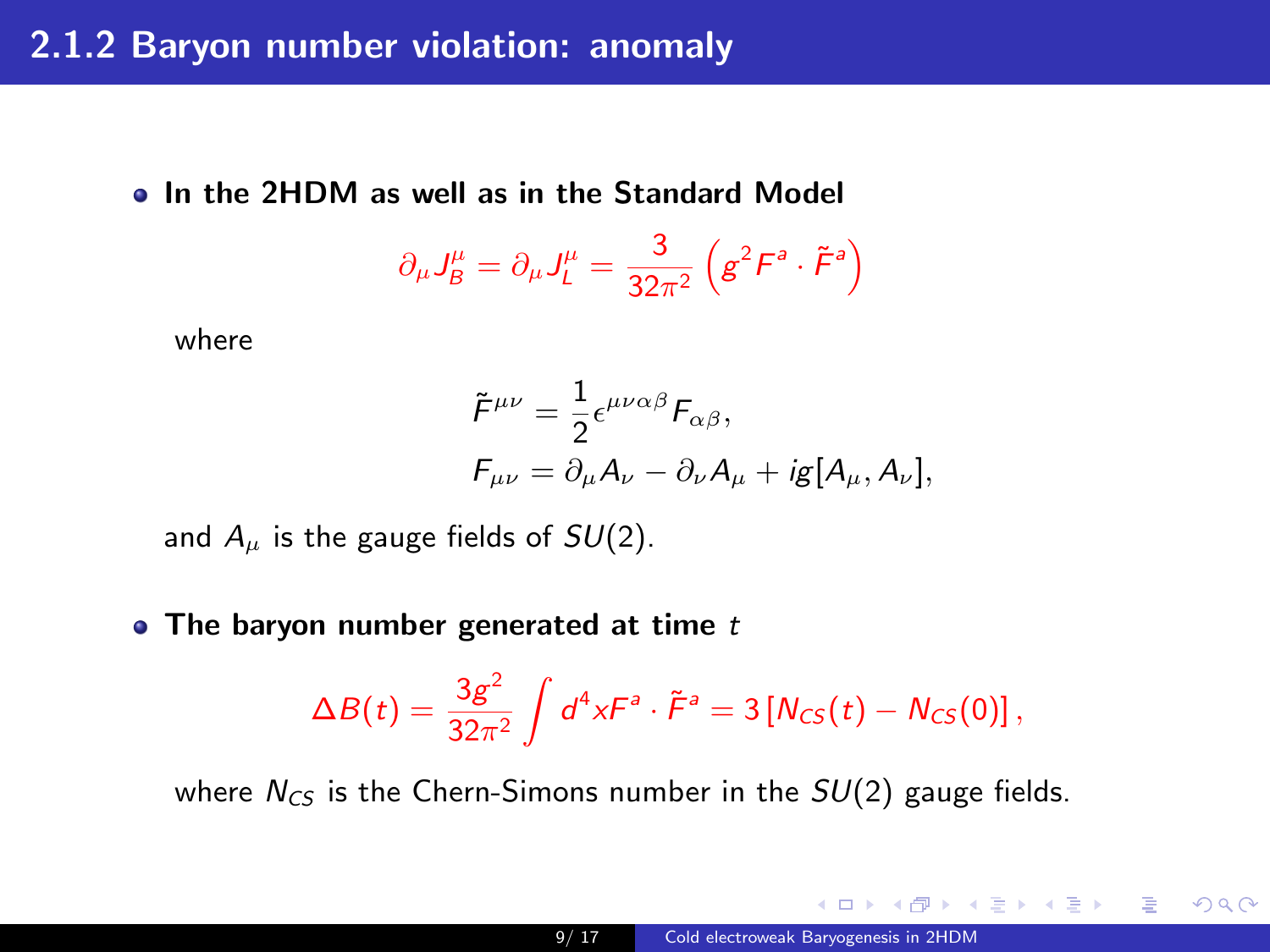## 2.1.2 Baryon number violation: anomaly

- **In the 2HDM as well as in the Standard Model**

$$\partial_\mu J_B^\mu = \partial_\mu J_L^\mu = \frac{3}{32\pi^2}\left(g^2 F^a \cdot \tilde{F}^a\right)$$

where

$$\tilde{F}^{\mu\nu} = \frac{1}{2}\epsilon^{\mu\nu\alpha\beta}F_{\alpha\beta},$$
$$F_{\mu\nu} = \partial_\mu A_\nu - \partial_\nu A_\mu + ig[A_\mu, A_\nu],$$

and $A_\mu$ is the gauge fields of $SU(2)$.

- **The baryon number generated at time** $t$

$$\Delta B(t) = \frac{3g^2}{32\pi^2}\int d^4x F^a \cdot \tilde{F}^a = 3\left[N_{CS}(t) - N_{CS}(0)\right],$$

where $N_{CS}$ is the Chern-Simons number in the $SU(2)$ gauge fields.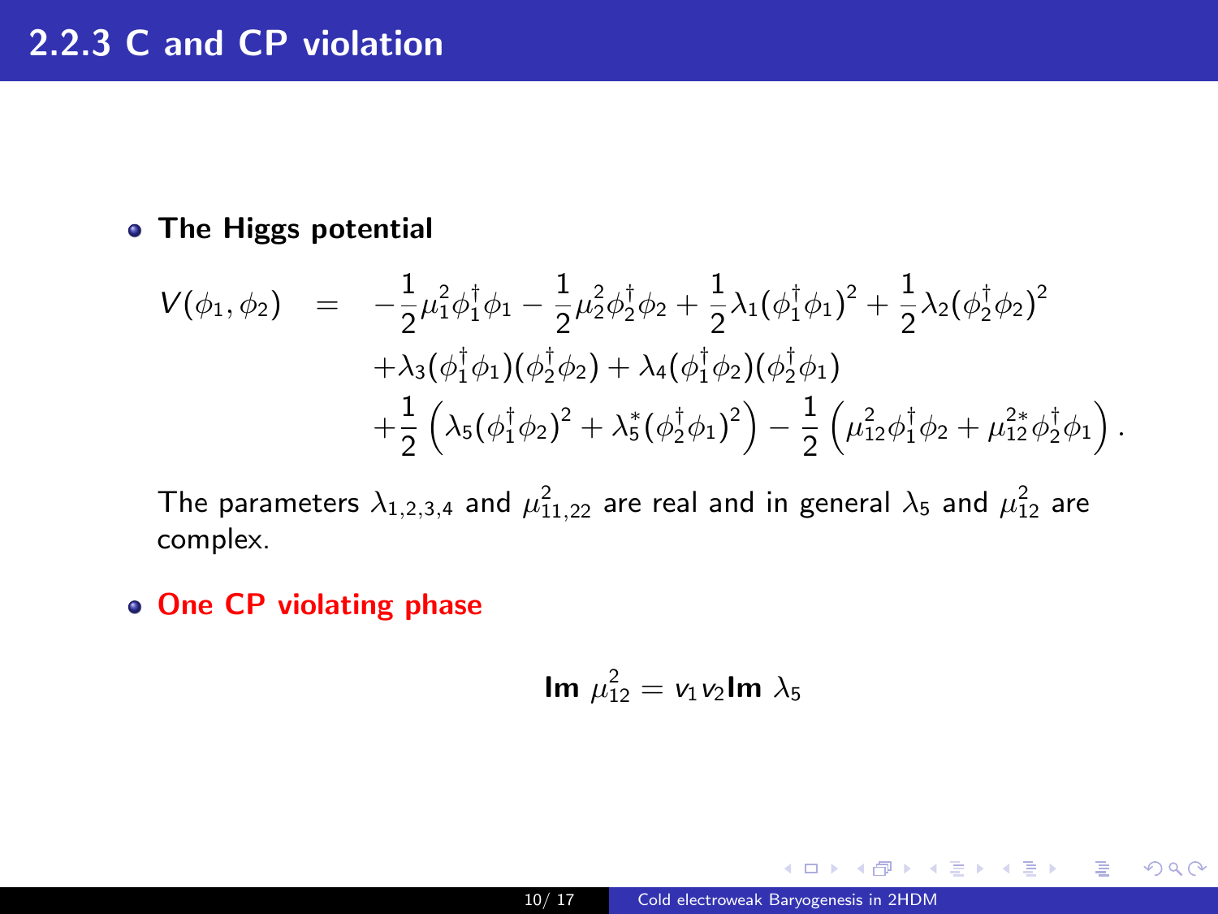## 2.2.3 C and CP violation

- **The Higgs potential**

$$
\begin{aligned}
V(\phi_1,\phi_2) \quad = \quad & -\frac{1}{2}\mu_1^2\phi_1^\dagger\phi_1 - \frac{1}{2}\mu_2^2\phi_2^\dagger\phi_2 + \frac{1}{2}\lambda_1(\phi_1^\dagger\phi_1)^2 + \frac{1}{2}\lambda_2(\phi_2^\dagger\phi_2)^2 \\
& +\lambda_3(\phi_1^\dagger\phi_1)(\phi_2^\dagger\phi_2) + \lambda_4(\phi_1^\dagger\phi_2)(\phi_2^\dagger\phi_1) \\
& +\frac{1}{2}\left(\lambda_5(\phi_1^\dagger\phi_2)^2 + \lambda_5^*(\phi_2^\dagger\phi_1)^2\right) - \frac{1}{2}\left(\mu_{12}^2\phi_1^\dagger\phi_2 + \mu_{12}^{2*}\phi_2^\dagger\phi_1\right).
\end{aligned}
$$

The parameters $\lambda_{1,2,3,4}$ and $\mu_{11,22}^2$ are real and in general $\lambda_5$ and $\mu_{12}^2$ are complex.

- **One CP violating phase**

$$
\mathbf{Im}\ \mu_{12}^2 = v_1 v_2 \mathbf{Im}\ \lambda_5
$$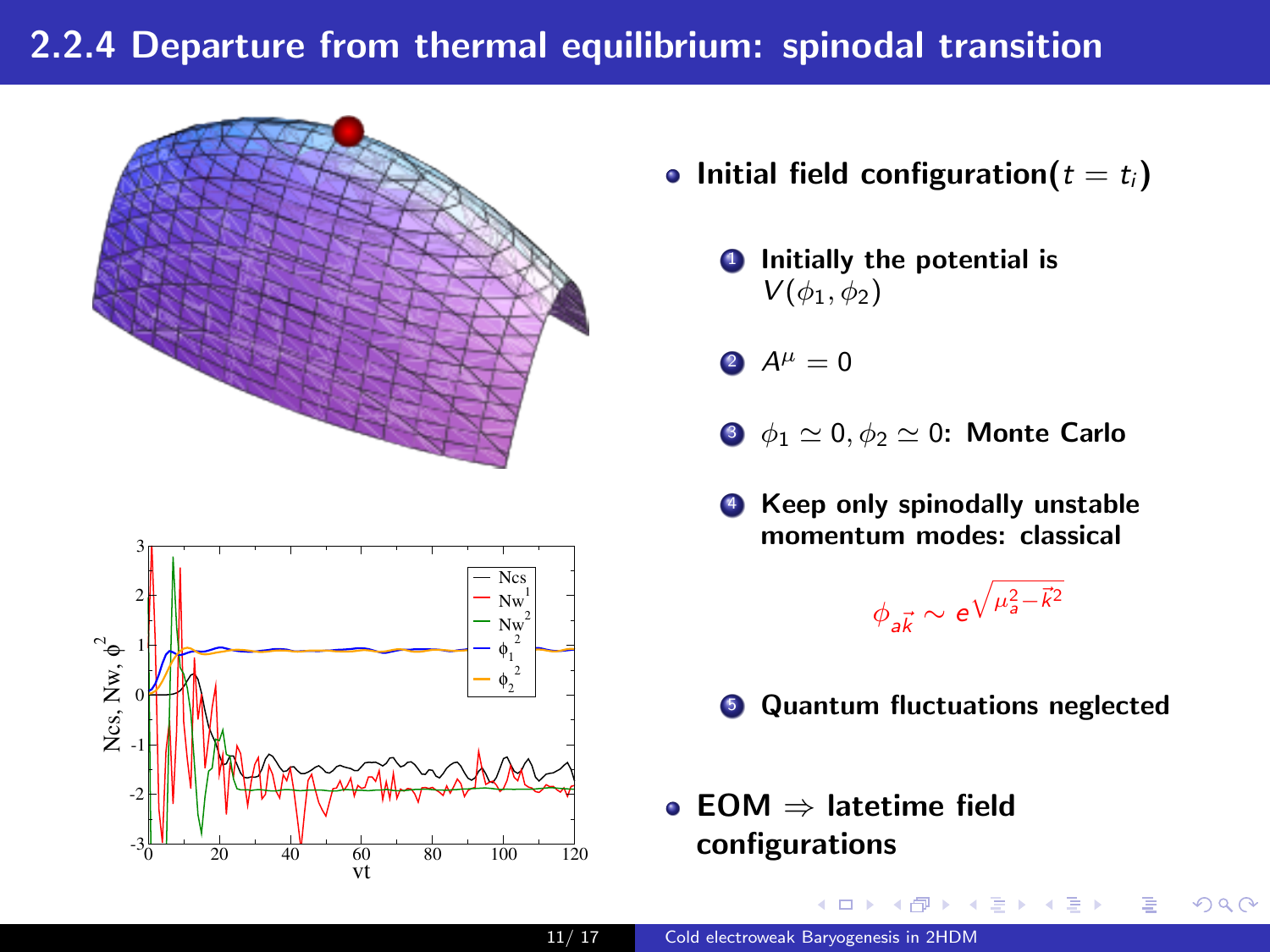## 2.2.4 Departure from thermal equilibrium: spinodal transition

- **Initial field configuration($t = t_i$)**
  1. **Initially the potential is** $V(\phi_1, \phi_2)$
  2. $A^\mu = 0$
  3. $\phi_1 \simeq 0, \phi_2 \simeq 0$: **Monte Carlo**
  4. **Keep only spinodally unstable momentum modes: classical**

     $$\phi_{a\vec{k}} \sim e^{\sqrt{\mu_a^2 - \vec{k}^2}}$$

  5. **Quantum fluctuations neglected**

- **EOM** $\Rightarrow$ **latetime field configurations**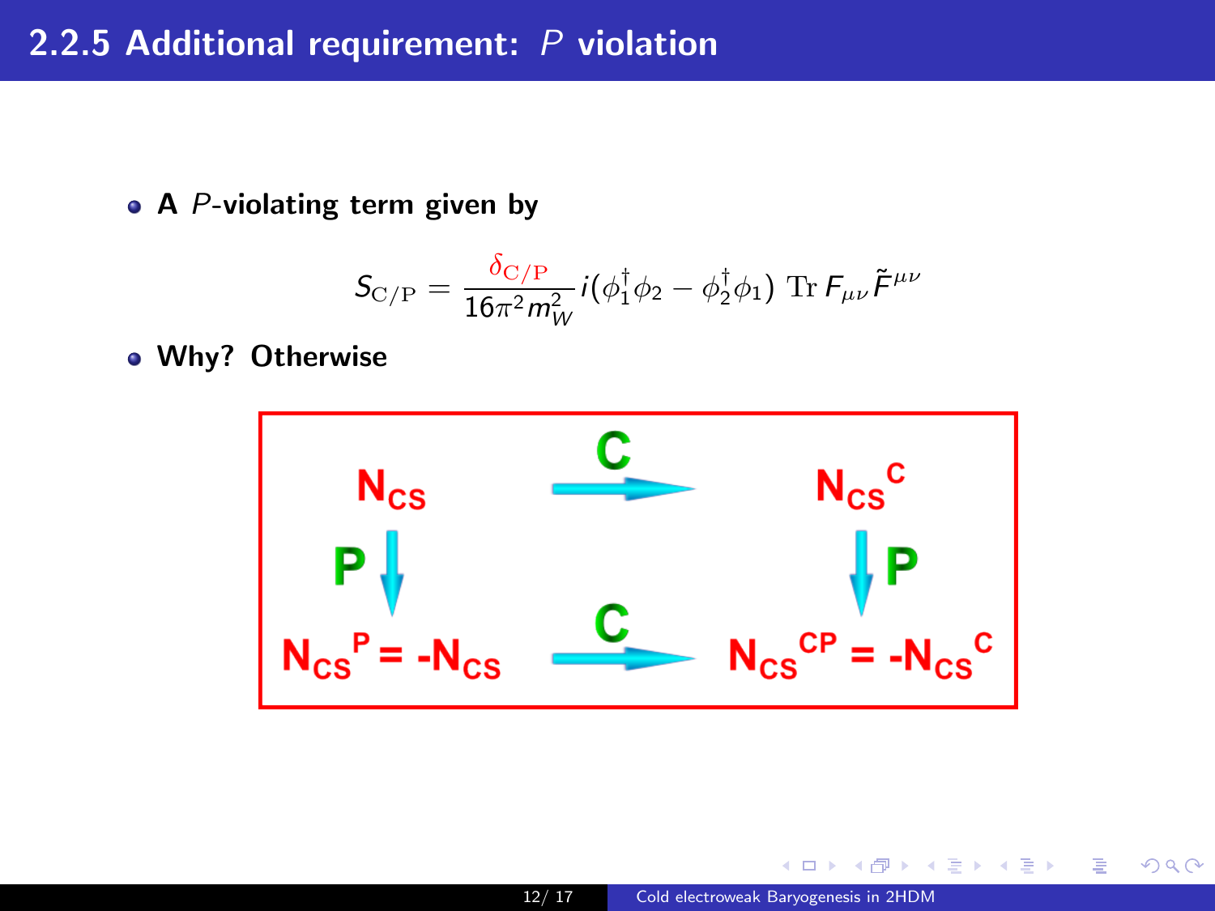## 2.2.5 Additional requirement: $P$ violation

- **A $P$-violating term given by**

$$S_{\mathrm{C/P}} = \frac{\delta_{\mathrm{C/P}}}{16\pi^2 m_W^2} i(\phi_1^\dagger \phi_2 - \phi_2^\dagger \phi_1) \; \mathrm{Tr}\, F_{\mu\nu} \tilde{F}^{\mu\nu}$$

- **Why? Otherwise**

$$
\begin{array}{ccc}
N_{CS} & \xrightarrow{\;C\;} & N_{CS}^{C} \\
\downarrow P & & \downarrow P \\
N_{CS}^{P} = -N_{CS} & \xrightarrow{\;C\;} & N_{CS}^{CP} = -N_{CS}^{C}
\end{array}
$$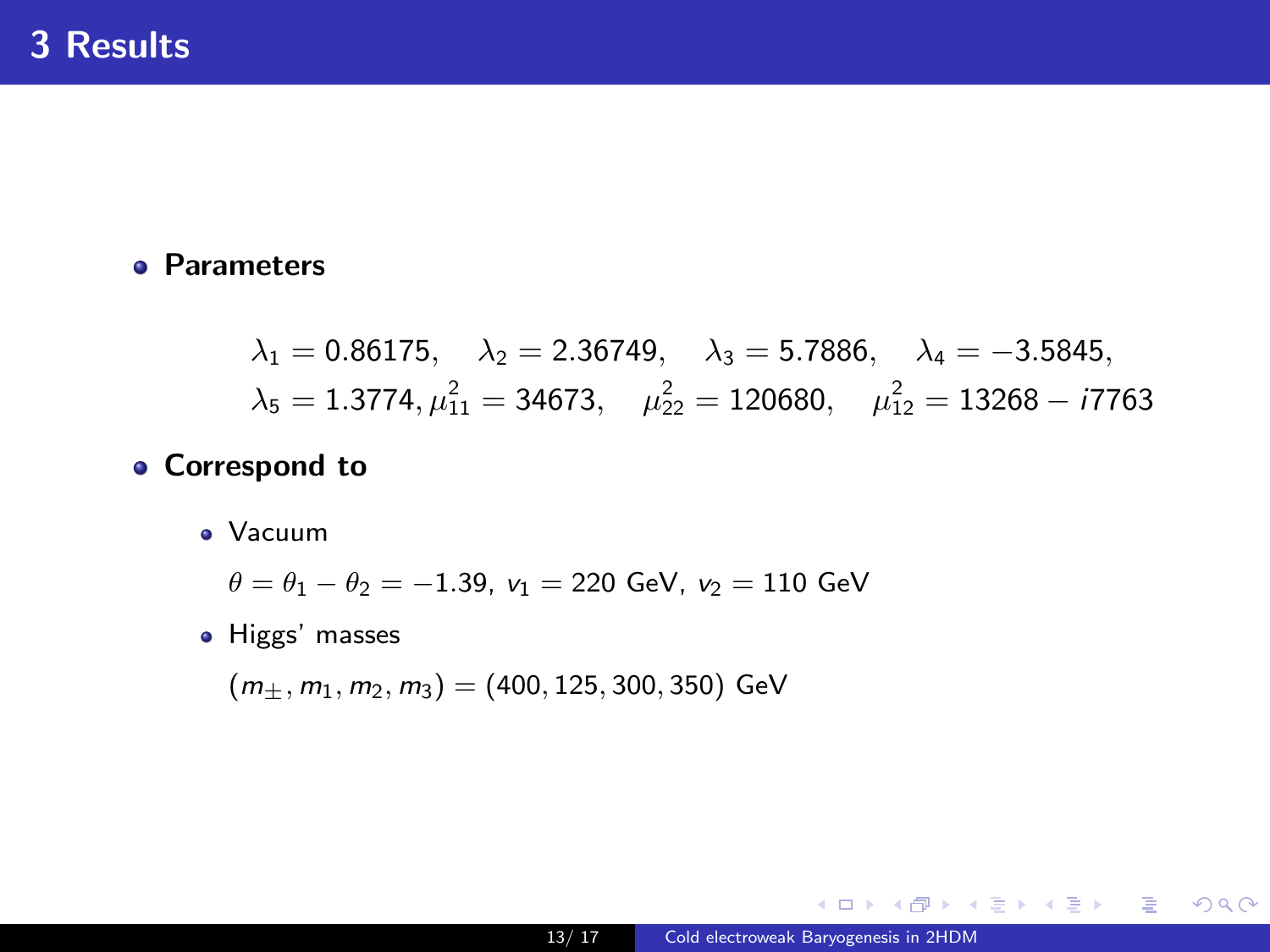# 3 Results

- **Parameters**

$$\lambda_1 = 0.86175, \quad \lambda_2 = 2.36749, \quad \lambda_3 = 5.7886, \quad \lambda_4 = -3.5845,$$
$$\lambda_5 = 1.3774, \mu_{11}^2 = 34673, \quad \mu_{22}^2 = 120680, \quad \mu_{12}^2 = 13268 - i7763$$

- **Correspond to**
  - Vacuum

    $\theta = \theta_1 - \theta_2 = -1.39$, $v_1 = 220$ GeV, $v_2 = 110$ GeV
  - Higgs' masses

    $(m_\pm, m_1, m_2, m_3) = (400, 125, 300, 350)$ GeV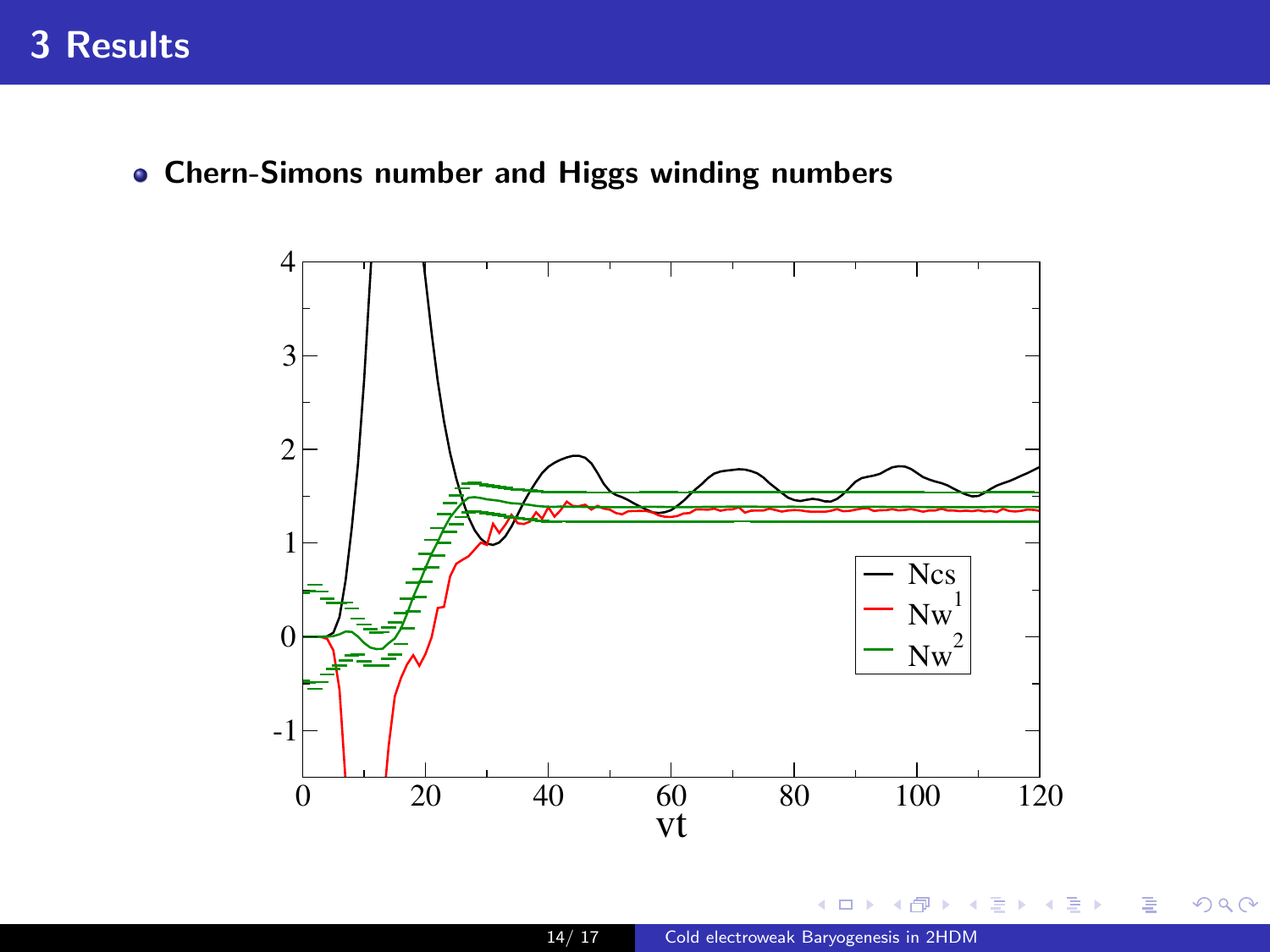# 3 Results

- **Chern-Simons number and Higgs winding numbers**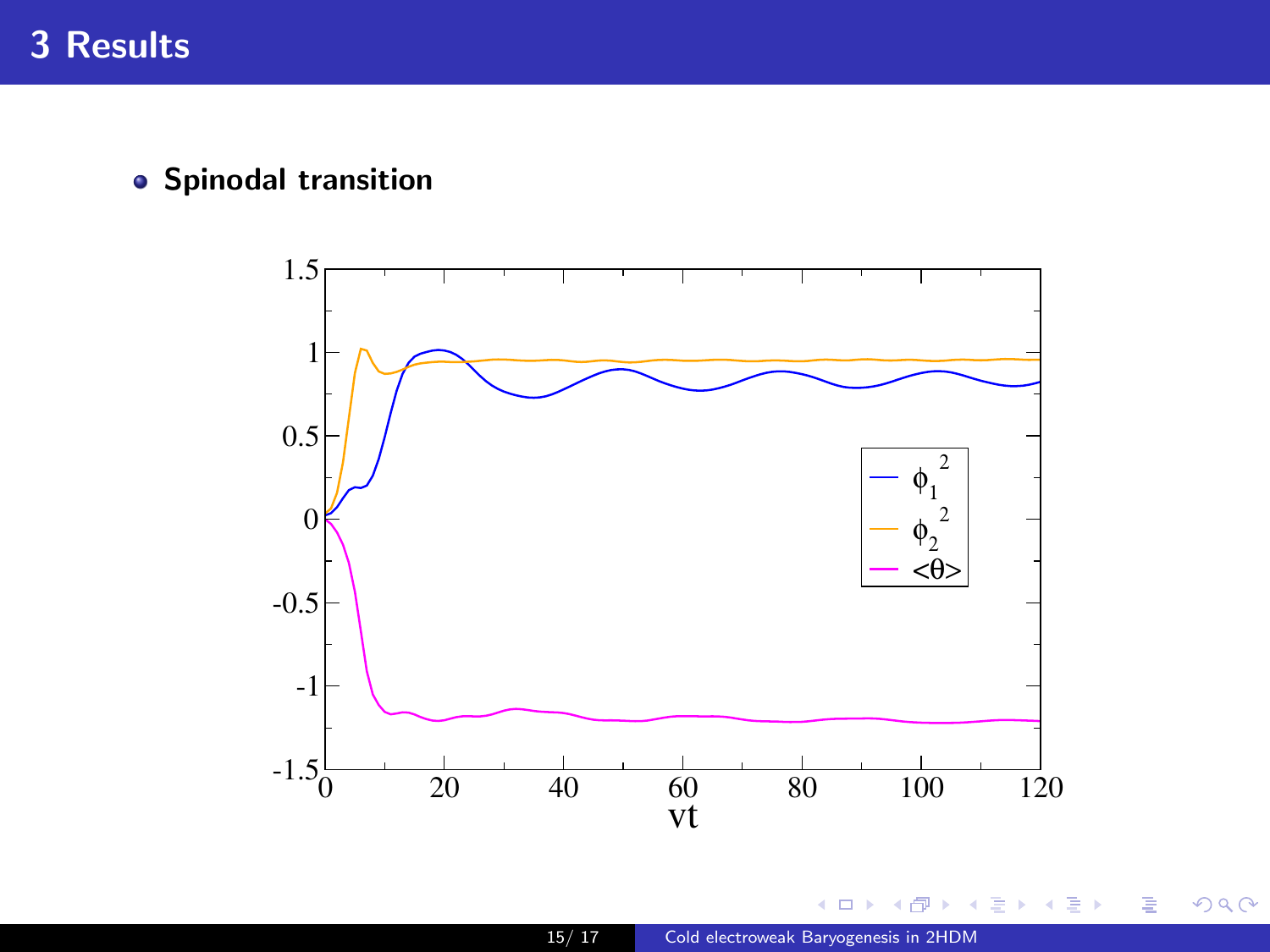# 3 Results

- **Spinodal transition**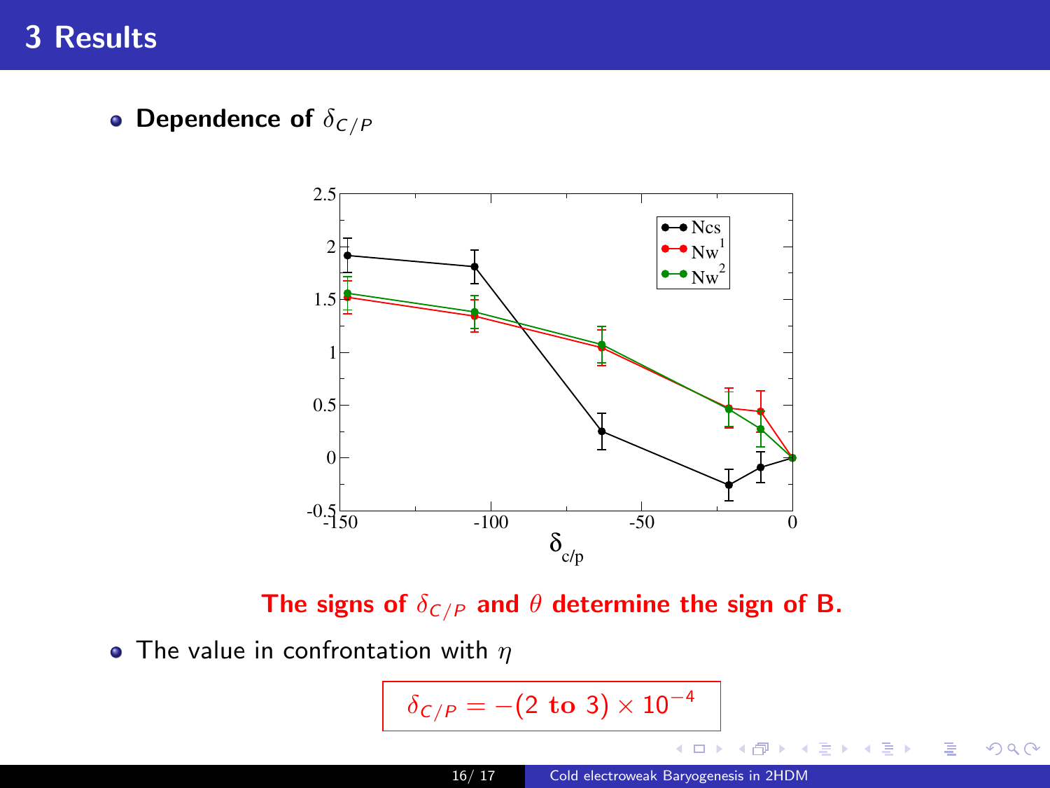# 3 Results

- **Dependence of $\delta_{C/P}$**

**The signs of $\delta_{C/P}$ and $\theta$ determine the sign of B.**

- The value in confrontation with $\eta$

$$\delta_{C/P} = -(2 \text{ to } 3) \times 10^{-4}$$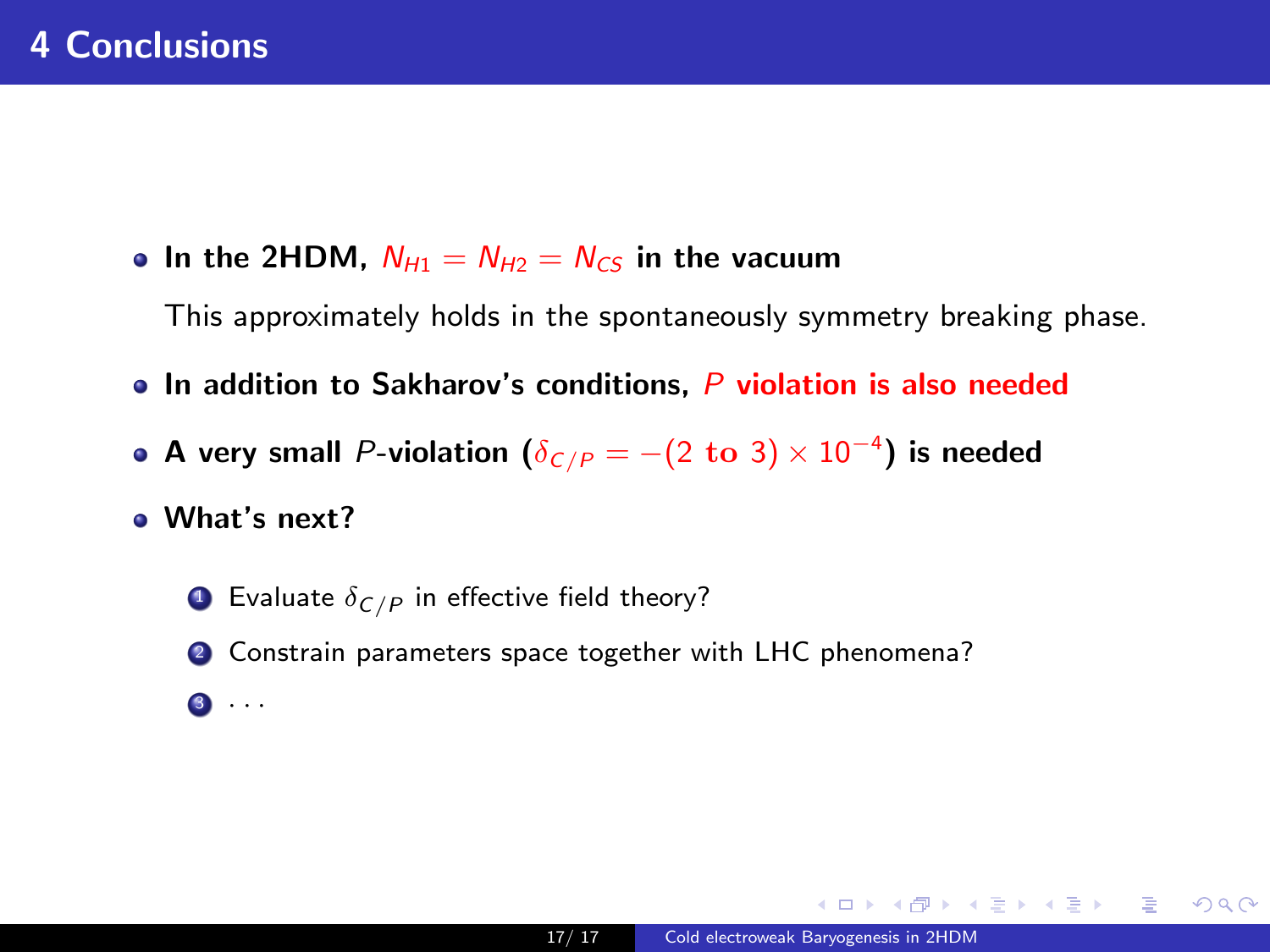# 4 Conclusions

- **In the 2HDM, $N_{H1} = N_{H2} = N_{CS}$ in the vacuum**

  This approximately holds in the spontaneously symmetry breaking phase.

- **In addition to Sakharov's conditions, $P$ violation is also needed**

- **A very small $P$-violation ($\delta_{C/P} = -(2 \text{ to } 3) \times 10^{-4}$) is needed**

- **What's next?**

  1. Evaluate $\delta_{C/P}$ in effective field theory?
  2. Constrain parameters space together with LHC phenomena?
  3. ...